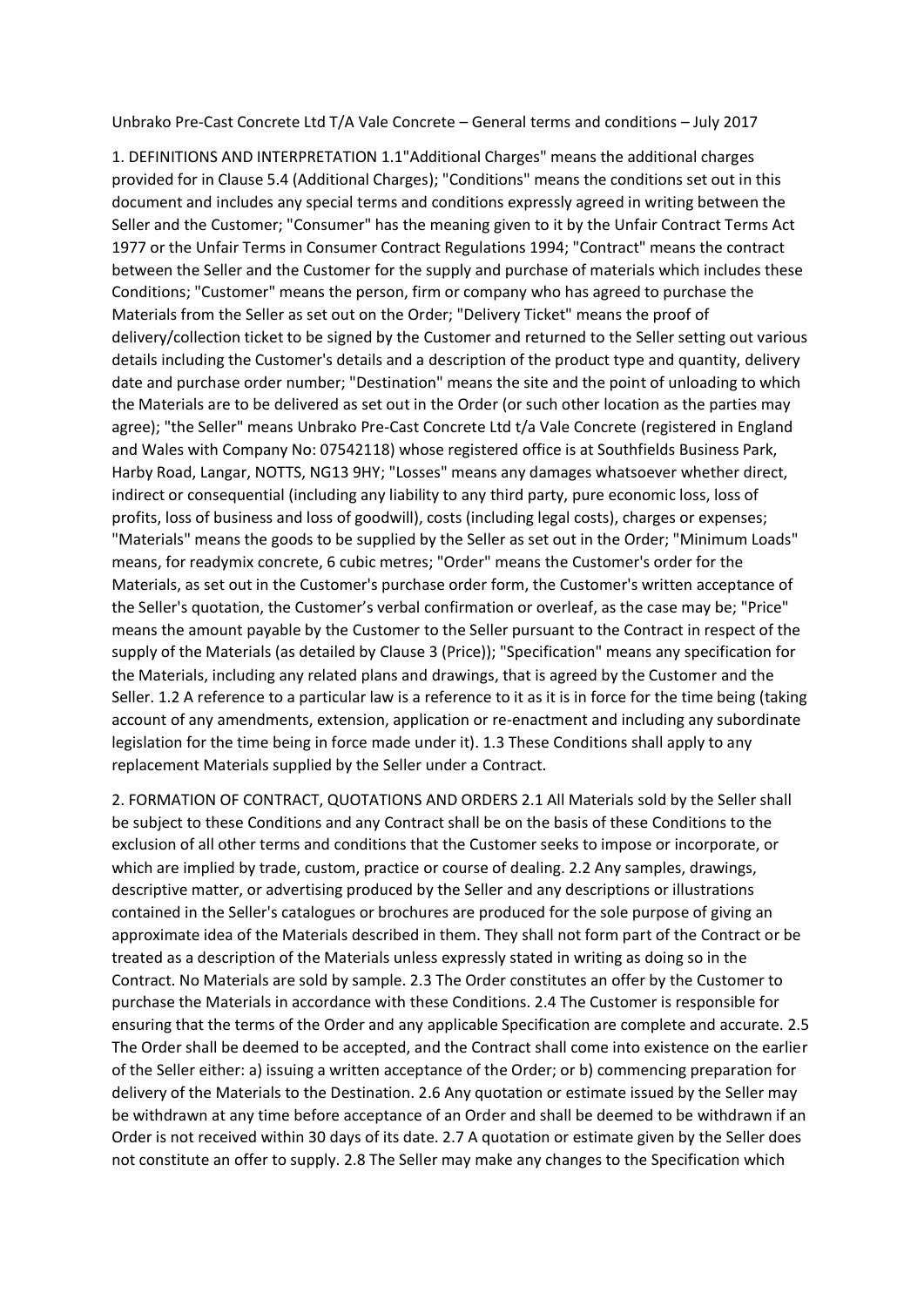Unbrako Pre-Cast Concrete Ltd T/A Vale Concrete – General terms and conditions – July 2017

1. DEFINITIONS AND INTERPRETATION 1.1"Additional Charges" means the additional charges provided for in Clause 5.4 (Additional Charges); "Conditions" means the conditions set out in this document and includes any special terms and conditions expressly agreed in writing between the Seller and the Customer; "Consumer" has the meaning given to it by the Unfair Contract Terms Act 1977 or the Unfair Terms in Consumer Contract Regulations 1994; "Contract" means the contract between the Seller and the Customer for the supply and purchase of materials which includes these Conditions; "Customer" means the person, firm or company who has agreed to purchase the Materials from the Seller as set out on the Order; "Delivery Ticket" means the proof of delivery/collection ticket to be signed by the Customer and returned to the Seller setting out various details including the Customer's details and a description of the product type and quantity, delivery date and purchase order number; "Destination" means the site and the point of unloading to which the Materials are to be delivered as set out in the Order (or such other location as the parties may agree); "the Seller" means Unbrako Pre-Cast Concrete Ltd t/a Vale Concrete (registered in England and Wales with Company No: 07542118) whose registered office is at Southfields Business Park, Harby Road, Langar, NOTTS, NG13 9HY; "Losses" means any damages whatsoever whether direct, indirect or consequential (including any liability to any third party, pure economic loss, loss of profits, loss of business and loss of goodwill), costs (including legal costs), charges or expenses; "Materials" means the goods to be supplied by the Seller as set out in the Order; "Minimum Loads" means, for readymix concrete, 6 cubic metres; "Order" means the Customer's order for the Materials, as set out in the Customer's purchase order form, the Customer's written acceptance of the Seller's quotation, the Customer's verbal confirmation or overleaf, as the case may be; "Price" means the amount payable by the Customer to the Seller pursuant to the Contract in respect of the supply of the Materials (as detailed by Clause 3 (Price)); "Specification" means any specification for the Materials, including any related plans and drawings, that is agreed by the Customer and the Seller. 1.2 A reference to a particular law is a reference to it as it is in force for the time being (taking account of any amendments, extension, application or re-enactment and including any subordinate legislation for the time being in force made under it). 1.3 These Conditions shall apply to any replacement Materials supplied by the Seller under a Contract.

2. FORMATION OF CONTRACT, QUOTATIONS AND ORDERS 2.1 All Materials sold by the Seller shall be subject to these Conditions and any Contract shall be on the basis of these Conditions to the exclusion of all other terms and conditions that the Customer seeks to impose or incorporate, or which are implied by trade, custom, practice or course of dealing. 2.2 Any samples, drawings, descriptive matter, or advertising produced by the Seller and any descriptions or illustrations contained in the Seller's catalogues or brochures are produced for the sole purpose of giving an approximate idea of the Materials described in them. They shall not form part of the Contract or be treated as a description of the Materials unless expressly stated in writing as doing so in the Contract. No Materials are sold by sample. 2.3 The Order constitutes an offer by the Customer to purchase the Materials in accordance with these Conditions. 2.4 The Customer is responsible for ensuring that the terms of the Order and any applicable Specification are complete and accurate. 2.5 The Order shall be deemed to be accepted, and the Contract shall come into existence on the earlier of the Seller either: a) issuing a written acceptance of the Order; or b) commencing preparation for delivery of the Materials to the Destination. 2.6 Any quotation or estimate issued by the Seller may be withdrawn at any time before acceptance of an Order and shall be deemed to be withdrawn if an Order is not received within 30 days of its date. 2.7 A quotation or estimate given by the Seller does not constitute an offer to supply. 2.8 The Seller may make any changes to the Specification which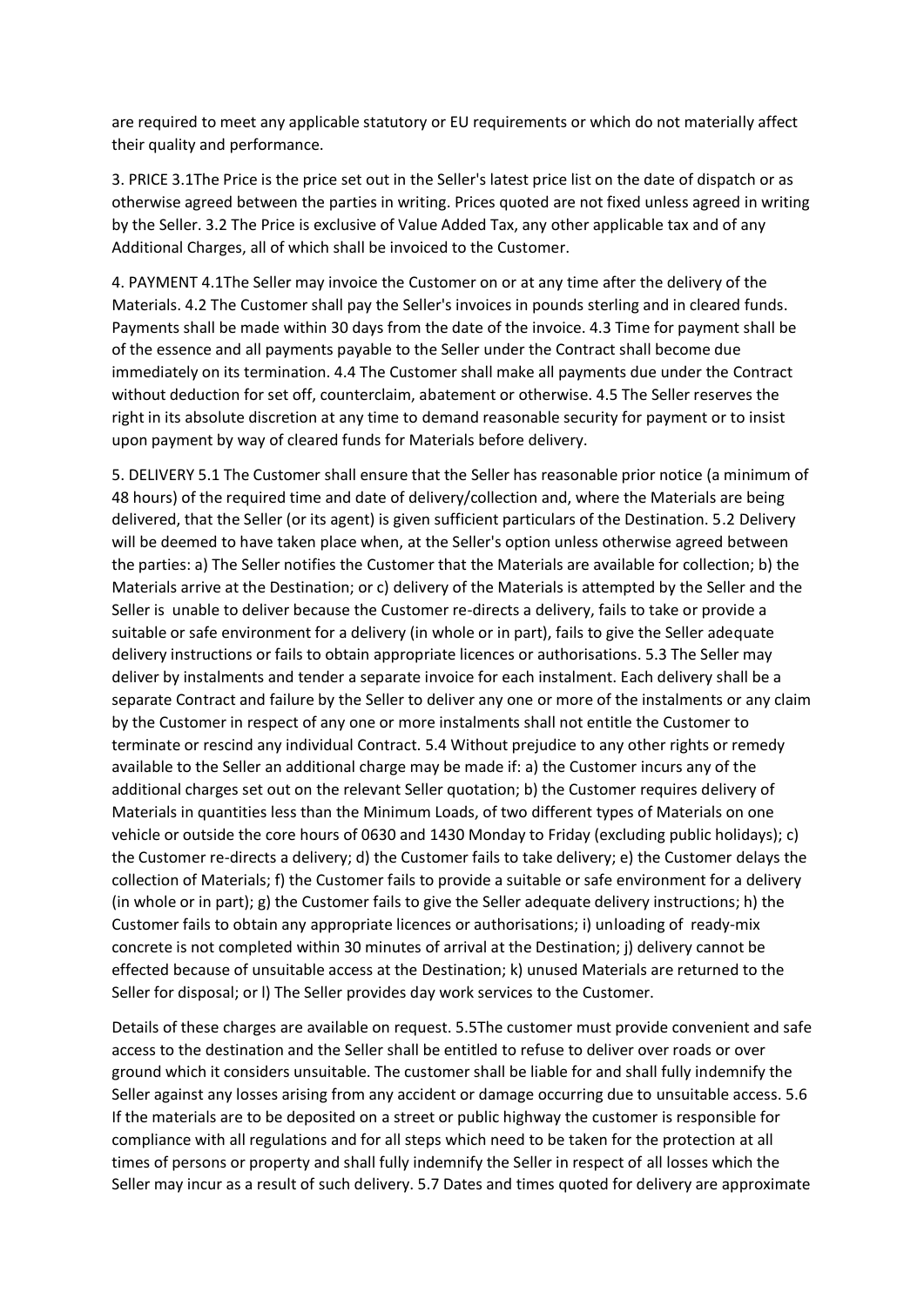are required to meet any applicable statutory or EU requirements or which do not materially affect their quality and performance.

3. PRICE 3.1The Price is the price set out in the Seller's latest price list on the date of dispatch or as otherwise agreed between the parties in writing. Prices quoted are not fixed unless agreed in writing by the Seller. 3.2 The Price is exclusive of Value Added Tax, any other applicable tax and of any Additional Charges, all of which shall be invoiced to the Customer.

4. PAYMENT 4.1The Seller may invoice the Customer on or at any time after the delivery of the Materials. 4.2 The Customer shall pay the Seller's invoices in pounds sterling and in cleared funds. Payments shall be made within 30 days from the date of the invoice. 4.3 Time for payment shall be of the essence and all payments payable to the Seller under the Contract shall become due immediately on its termination. 4.4 The Customer shall make all payments due under the Contract without deduction for set off, counterclaim, abatement or otherwise. 4.5 The Seller reserves the right in its absolute discretion at any time to demand reasonable security for payment or to insist upon payment by way of cleared funds for Materials before delivery.

5. DELIVERY 5.1 The Customer shall ensure that the Seller has reasonable prior notice (a minimum of 48 hours) of the required time and date of delivery/collection and, where the Materials are being delivered, that the Seller (or its agent) is given sufficient particulars of the Destination. 5.2 Delivery will be deemed to have taken place when, at the Seller's option unless otherwise agreed between the parties: a) The Seller notifies the Customer that the Materials are available for collection; b) the Materials arrive at the Destination; or c) delivery of the Materials is attempted by the Seller and the Seller is unable to deliver because the Customer re-directs a delivery, fails to take or provide a suitable or safe environment for a delivery (in whole or in part), fails to give the Seller adequate delivery instructions or fails to obtain appropriate licences or authorisations. 5.3 The Seller may deliver by instalments and tender a separate invoice for each instalment. Each delivery shall be a separate Contract and failure by the Seller to deliver any one or more of the instalments or any claim by the Customer in respect of any one or more instalments shall not entitle the Customer to terminate or rescind any individual Contract. 5.4 Without prejudice to any other rights or remedy available to the Seller an additional charge may be made if: a) the Customer incurs any of the additional charges set out on the relevant Seller quotation; b) the Customer requires delivery of Materials in quantities less than the Minimum Loads, of two different types of Materials on one vehicle or outside the core hours of 0630 and 1430 Monday to Friday (excluding public holidays); c) the Customer re-directs a delivery; d) the Customer fails to take delivery; e) the Customer delays the collection of Materials; f) the Customer fails to provide a suitable or safe environment for a delivery (in whole or in part); g) the Customer fails to give the Seller adequate delivery instructions; h) the Customer fails to obtain any appropriate licences or authorisations; i) unloading of ready-mix concrete is not completed within 30 minutes of arrival at the Destination; j) delivery cannot be effected because of unsuitable access at the Destination; k) unused Materials are returned to the Seller for disposal; or l) The Seller provides day work services to the Customer.

Details of these charges are available on request. 5.5The customer must provide convenient and safe access to the destination and the Seller shall be entitled to refuse to deliver over roads or over ground which it considers unsuitable. The customer shall be liable for and shall fully indemnify the Seller against any losses arising from any accident or damage occurring due to unsuitable access. 5.6 If the materials are to be deposited on a street or public highway the customer is responsible for compliance with all regulations and for all steps which need to be taken for the protection at all times of persons or property and shall fully indemnify the Seller in respect of all losses which the Seller may incur as a result of such delivery. 5.7 Dates and times quoted for delivery are approximate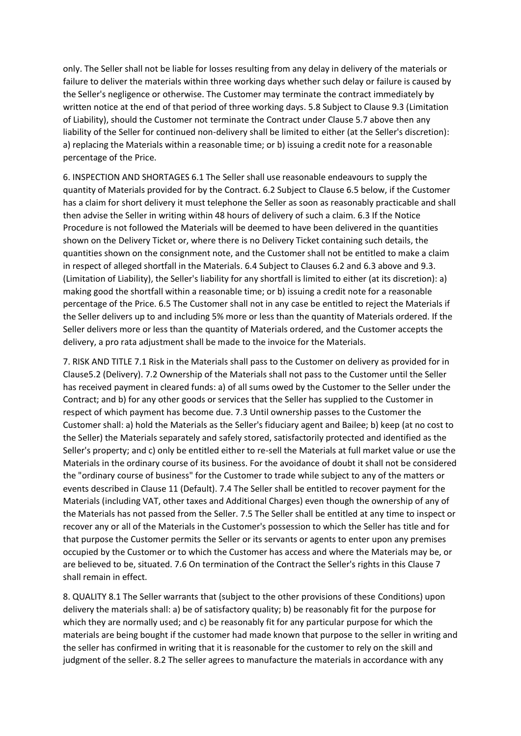only. The Seller shall not be liable for losses resulting from any delay in delivery of the materials or failure to deliver the materials within three working days whether such delay or failure is caused by the Seller's negligence or otherwise. The Customer may terminate the contract immediately by written notice at the end of that period of three working days. 5.8 Subject to Clause 9.3 (Limitation of Liability), should the Customer not terminate the Contract under Clause 5.7 above then any liability of the Seller for continued non-delivery shall be limited to either (at the Seller's discretion): a) replacing the Materials within a reasonable time; or b) issuing a credit note for a reasonable percentage of the Price.

6. INSPECTION AND SHORTAGES 6.1 The Seller shall use reasonable endeavours to supply the quantity of Materials provided for by the Contract. 6.2 Subject to Clause 6.5 below, if the Customer has a claim for short delivery it must telephone the Seller as soon as reasonably practicable and shall then advise the Seller in writing within 48 hours of delivery of such a claim. 6.3 If the Notice Procedure is not followed the Materials will be deemed to have been delivered in the quantities shown on the Delivery Ticket or, where there is no Delivery Ticket containing such details, the quantities shown on the consignment note, and the Customer shall not be entitled to make a claim in respect of alleged shortfall in the Materials. 6.4 Subject to Clauses 6.2 and 6.3 above and 9.3. (Limitation of Liability), the Seller's liability for any shortfall is limited to either (at its discretion): a) making good the shortfall within a reasonable time; or b) issuing a credit note for a reasonable percentage of the Price. 6.5 The Customer shall not in any case be entitled to reject the Materials if the Seller delivers up to and including 5% more or less than the quantity of Materials ordered. If the Seller delivers more or less than the quantity of Materials ordered, and the Customer accepts the delivery, a pro rata adjustment shall be made to the invoice for the Materials.

7. RISK AND TITLE 7.1 Risk in the Materials shall pass to the Customer on delivery as provided for in Clause5.2 (Delivery). 7.2 Ownership of the Materials shall not pass to the Customer until the Seller has received payment in cleared funds: a) of all sums owed by the Customer to the Seller under the Contract; and b) for any other goods or services that the Seller has supplied to the Customer in respect of which payment has become due. 7.3 Until ownership passes to the Customer the Customer shall: a) hold the Materials as the Seller's fiduciary agent and Bailee; b) keep (at no cost to the Seller) the Materials separately and safely stored, satisfactorily protected and identified as the Seller's property; and c) only be entitled either to re-sell the Materials at full market value or use the Materials in the ordinary course of its business. For the avoidance of doubt it shall not be considered the "ordinary course of business" for the Customer to trade while subject to any of the matters or events described in Clause 11 (Default). 7.4 The Seller shall be entitled to recover payment for the Materials (including VAT, other taxes and Additional Charges) even though the ownership of any of the Materials has not passed from the Seller. 7.5 The Seller shall be entitled at any time to inspect or recover any or all of the Materials in the Customer's possession to which the Seller has title and for that purpose the Customer permits the Seller or its servants or agents to enter upon any premises occupied by the Customer or to which the Customer has access and where the Materials may be, or are believed to be, situated. 7.6 On termination of the Contract the Seller's rights in this Clause 7 shall remain in effect.

8. QUALITY 8.1 The Seller warrants that (subject to the other provisions of these Conditions) upon delivery the materials shall: a) be of satisfactory quality; b) be reasonably fit for the purpose for which they are normally used; and c) be reasonably fit for any particular purpose for which the materials are being bought if the customer had made known that purpose to the seller in writing and the seller has confirmed in writing that it is reasonable for the customer to rely on the skill and judgment of the seller. 8.2 The seller agrees to manufacture the materials in accordance with any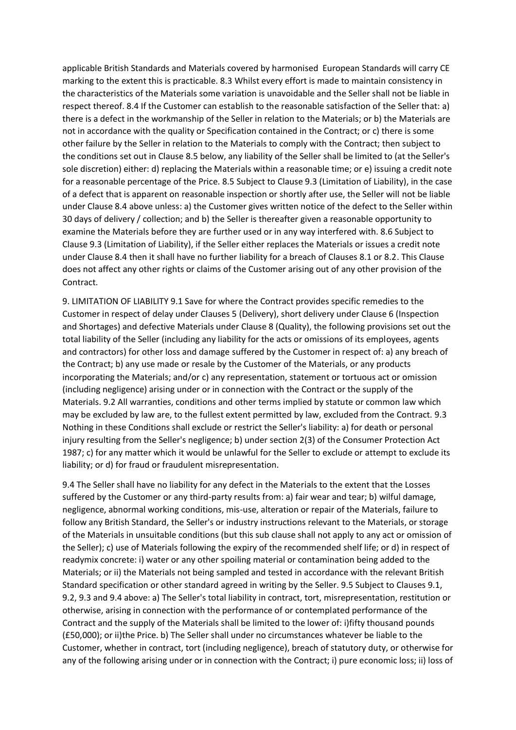applicable British Standards and Materials covered by harmonised European Standards will carry CE marking to the extent this is practicable. 8.3 Whilst every effort is made to maintain consistency in the characteristics of the Materials some variation is unavoidable and the Seller shall not be liable in respect thereof. 8.4 If the Customer can establish to the reasonable satisfaction of the Seller that: a) there is a defect in the workmanship of the Seller in relation to the Materials; or b) the Materials are not in accordance with the quality or Specification contained in the Contract; or c) there is some other failure by the Seller in relation to the Materials to comply with the Contract; then subject to the conditions set out in Clause 8.5 below, any liability of the Seller shall be limited to (at the Seller's sole discretion) either: d) replacing the Materials within a reasonable time; or e) issuing a credit note for a reasonable percentage of the Price. 8.5 Subject to Clause 9.3 (Limitation of Liability), in the case of a defect that is apparent on reasonable inspection or shortly after use, the Seller will not be liable under Clause 8.4 above unless: a) the Customer gives written notice of the defect to the Seller within 30 days of delivery / collection; and b) the Seller is thereafter given a reasonable opportunity to examine the Materials before they are further used or in any way interfered with. 8.6 Subject to Clause 9.3 (Limitation of Liability), if the Seller either replaces the Materials or issues a credit note under Clause 8.4 then it shall have no further liability for a breach of Clauses 8.1 or 8.2. This Clause does not affect any other rights or claims of the Customer arising out of any other provision of the Contract.

9. LIMITATION OF LIABILITY 9.1 Save for where the Contract provides specific remedies to the Customer in respect of delay under Clauses 5 (Delivery), short delivery under Clause 6 (Inspection and Shortages) and defective Materials under Clause 8 (Quality), the following provisions set out the total liability of the Seller (including any liability for the acts or omissions of its employees, agents and contractors) for other loss and damage suffered by the Customer in respect of: a) any breach of the Contract; b) any use made or resale by the Customer of the Materials, or any products incorporating the Materials; and/or c) any representation, statement or tortuous act or omission (including negligence) arising under or in connection with the Contract or the supply of the Materials. 9.2 All warranties, conditions and other terms implied by statute or common law which may be excluded by law are, to the fullest extent permitted by law, excluded from the Contract. 9.3 Nothing in these Conditions shall exclude or restrict the Seller's liability: a) for death or personal injury resulting from the Seller's negligence; b) under section 2(3) of the Consumer Protection Act 1987; c) for any matter which it would be unlawful for the Seller to exclude or attempt to exclude its liability; or d) for fraud or fraudulent misrepresentation.

9.4 The Seller shall have no liability for any defect in the Materials to the extent that the Losses suffered by the Customer or any third-party results from: a) fair wear and tear; b) wilful damage, negligence, abnormal working conditions, mis-use, alteration or repair of the Materials, failure to follow any British Standard, the Seller's or industry instructions relevant to the Materials, or storage of the Materials in unsuitable conditions (but this sub clause shall not apply to any act or omission of the Seller); c) use of Materials following the expiry of the recommended shelf life; or d) in respect of readymix concrete: i) water or any other spoiling material or contamination being added to the Materials; or ii) the Materials not being sampled and tested in accordance with the relevant British Standard specification or other standard agreed in writing by the Seller. 9.5 Subject to Clauses 9.1, 9.2, 9.3 and 9.4 above: a) The Seller's total liability in contract, tort, misrepresentation, restitution or otherwise, arising in connection with the performance of or contemplated performance of the Contract and the supply of the Materials shall be limited to the lower of: i)fifty thousand pounds (£50,000); or ii)the Price. b) The Seller shall under no circumstances whatever be liable to the Customer, whether in contract, tort (including negligence), breach of statutory duty, or otherwise for any of the following arising under or in connection with the Contract; i) pure economic loss; ii) loss of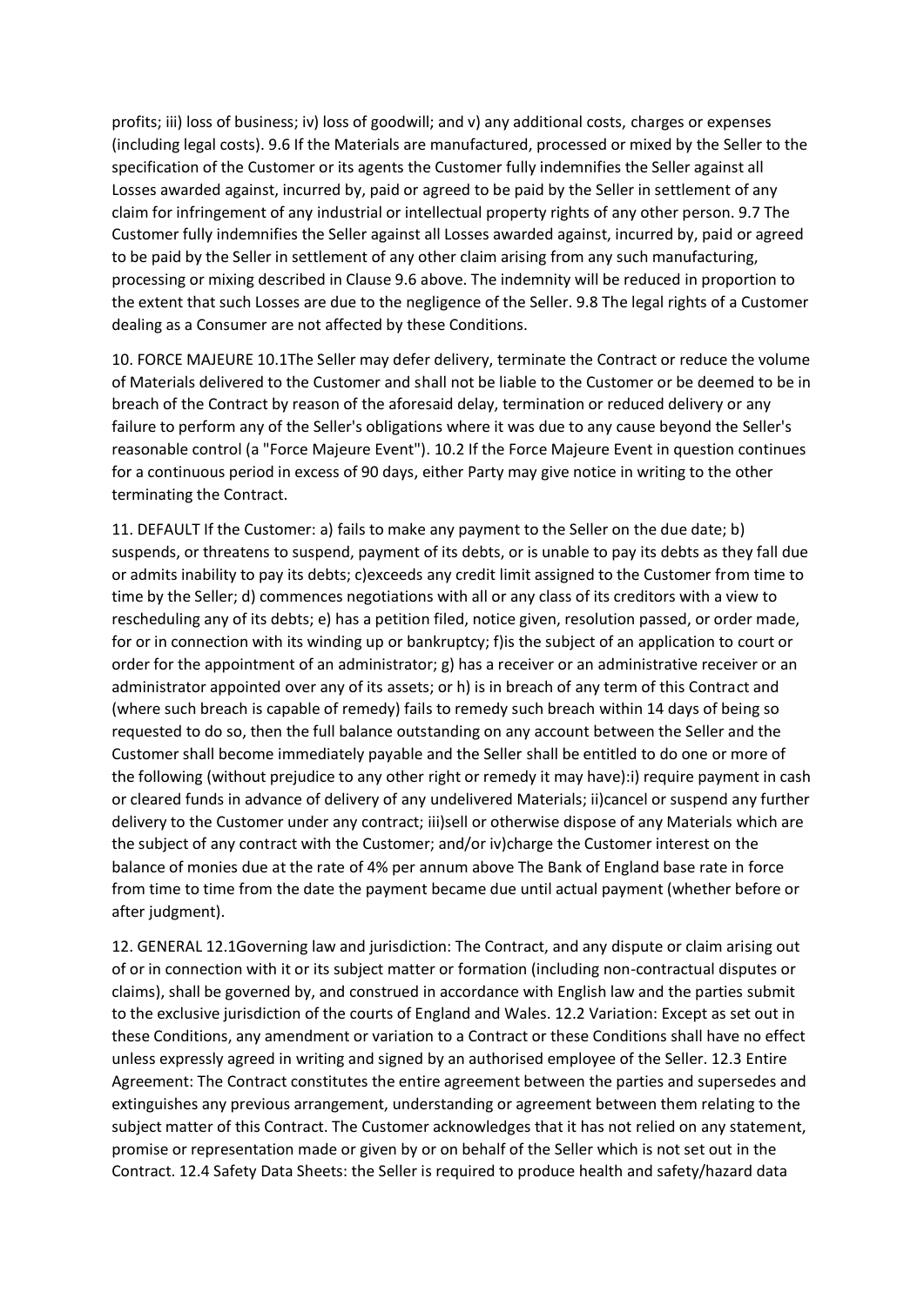profits; iii) loss of business; iv) loss of goodwill; and v) any additional costs, charges or expenses (including legal costs). 9.6 If the Materials are manufactured, processed or mixed by the Seller to the specification of the Customer or its agents the Customer fully indemnifies the Seller against all Losses awarded against, incurred by, paid or agreed to be paid by the Seller in settlement of any claim for infringement of any industrial or intellectual property rights of any other person. 9.7 The Customer fully indemnifies the Seller against all Losses awarded against, incurred by, paid or agreed to be paid by the Seller in settlement of any other claim arising from any such manufacturing, processing or mixing described in Clause 9.6 above. The indemnity will be reduced in proportion to the extent that such Losses are due to the negligence of the Seller. 9.8 The legal rights of a Customer dealing as a Consumer are not affected by these Conditions.

10. FORCE MAJEURE 10.1The Seller may defer delivery, terminate the Contract or reduce the volume of Materials delivered to the Customer and shall not be liable to the Customer or be deemed to be in breach of the Contract by reason of the aforesaid delay, termination or reduced delivery or any failure to perform any of the Seller's obligations where it was due to any cause beyond the Seller's reasonable control (a "Force Majeure Event"). 10.2 If the Force Majeure Event in question continues for a continuous period in excess of 90 days, either Party may give notice in writing to the other terminating the Contract.

11. DEFAULT If the Customer: a) fails to make any payment to the Seller on the due date; b) suspends, or threatens to suspend, payment of its debts, or is unable to pay its debts as they fall due or admits inability to pay its debts; c)exceeds any credit limit assigned to the Customer from time to time by the Seller; d) commences negotiations with all or any class of its creditors with a view to rescheduling any of its debts; e) has a petition filed, notice given, resolution passed, or order made, for or in connection with its winding up or bankruptcy; f)is the subject of an application to court or order for the appointment of an administrator; g) has a receiver or an administrative receiver or an administrator appointed over any of its assets; or h) is in breach of any term of this Contract and (where such breach is capable of remedy) fails to remedy such breach within 14 days of being so requested to do so, then the full balance outstanding on any account between the Seller and the Customer shall become immediately payable and the Seller shall be entitled to do one or more of the following (without prejudice to any other right or remedy it may have):i) require payment in cash or cleared funds in advance of delivery of any undelivered Materials; ii)cancel or suspend any further delivery to the Customer under any contract; iii)sell or otherwise dispose of any Materials which are the subject of any contract with the Customer; and/or iv)charge the Customer interest on the balance of monies due at the rate of 4% per annum above The Bank of England base rate in force from time to time from the date the payment became due until actual payment (whether before or after judgment).

12. GENERAL 12.1Governing law and jurisdiction: The Contract, and any dispute or claim arising out of or in connection with it or its subject matter or formation (including non-contractual disputes or claims), shall be governed by, and construed in accordance with English law and the parties submit to the exclusive jurisdiction of the courts of England and Wales. 12.2 Variation: Except as set out in these Conditions, any amendment or variation to a Contract or these Conditions shall have no effect unless expressly agreed in writing and signed by an authorised employee of the Seller. 12.3 Entire Agreement: The Contract constitutes the entire agreement between the parties and supersedes and extinguishes any previous arrangement, understanding or agreement between them relating to the subject matter of this Contract. The Customer acknowledges that it has not relied on any statement, promise or representation made or given by or on behalf of the Seller which is not set out in the Contract. 12.4 Safety Data Sheets: the Seller is required to produce health and safety/hazard data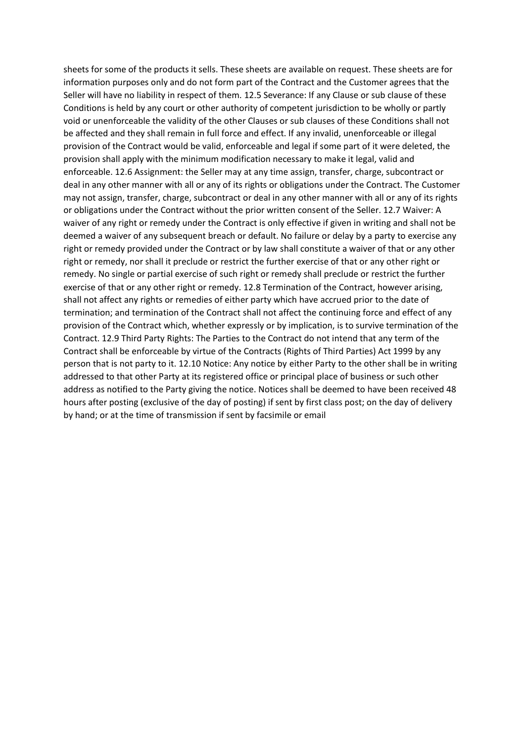sheets for some of the products it sells. These sheets are available on request. These sheets are for information purposes only and do not form part of the Contract and the Customer agrees that the Seller will have no liability in respect of them. 12.5 Severance: If any Clause or sub clause of these Conditions is held by any court or other authority of competent jurisdiction to be wholly or partly void or unenforceable the validity of the other Clauses or sub clauses of these Conditions shall not be affected and they shall remain in full force and effect. If any invalid, unenforceable or illegal provision of the Contract would be valid, enforceable and legal if some part of it were deleted, the provision shall apply with the minimum modification necessary to make it legal, valid and enforceable. 12.6 Assignment: the Seller may at any time assign, transfer, charge, subcontract or deal in any other manner with all or any of its rights or obligations under the Contract. The Customer may not assign, transfer, charge, subcontract or deal in any other manner with all or any of its rights or obligations under the Contract without the prior written consent of the Seller. 12.7 Waiver: A waiver of any right or remedy under the Contract is only effective if given in writing and shall not be deemed a waiver of any subsequent breach or default. No failure or delay by a party to exercise any right or remedy provided under the Contract or by law shall constitute a waiver of that or any other right or remedy, nor shall it preclude or restrict the further exercise of that or any other right or remedy. No single or partial exercise of such right or remedy shall preclude or restrict the further exercise of that or any other right or remedy. 12.8 Termination of the Contract, however arising, shall not affect any rights or remedies of either party which have accrued prior to the date of termination; and termination of the Contract shall not affect the continuing force and effect of any provision of the Contract which, whether expressly or by implication, is to survive termination of the Contract. 12.9 Third Party Rights: The Parties to the Contract do not intend that any term of the Contract shall be enforceable by virtue of the Contracts (Rights of Third Parties) Act 1999 by any person that is not party to it. 12.10 Notice: Any notice by either Party to the other shall be in writing addressed to that other Party at its registered office or principal place of business or such other address as notified to the Party giving the notice. Notices shall be deemed to have been received 48 hours after posting (exclusive of the day of posting) if sent by first class post; on the day of delivery by hand; or at the time of transmission if sent by facsimile or email